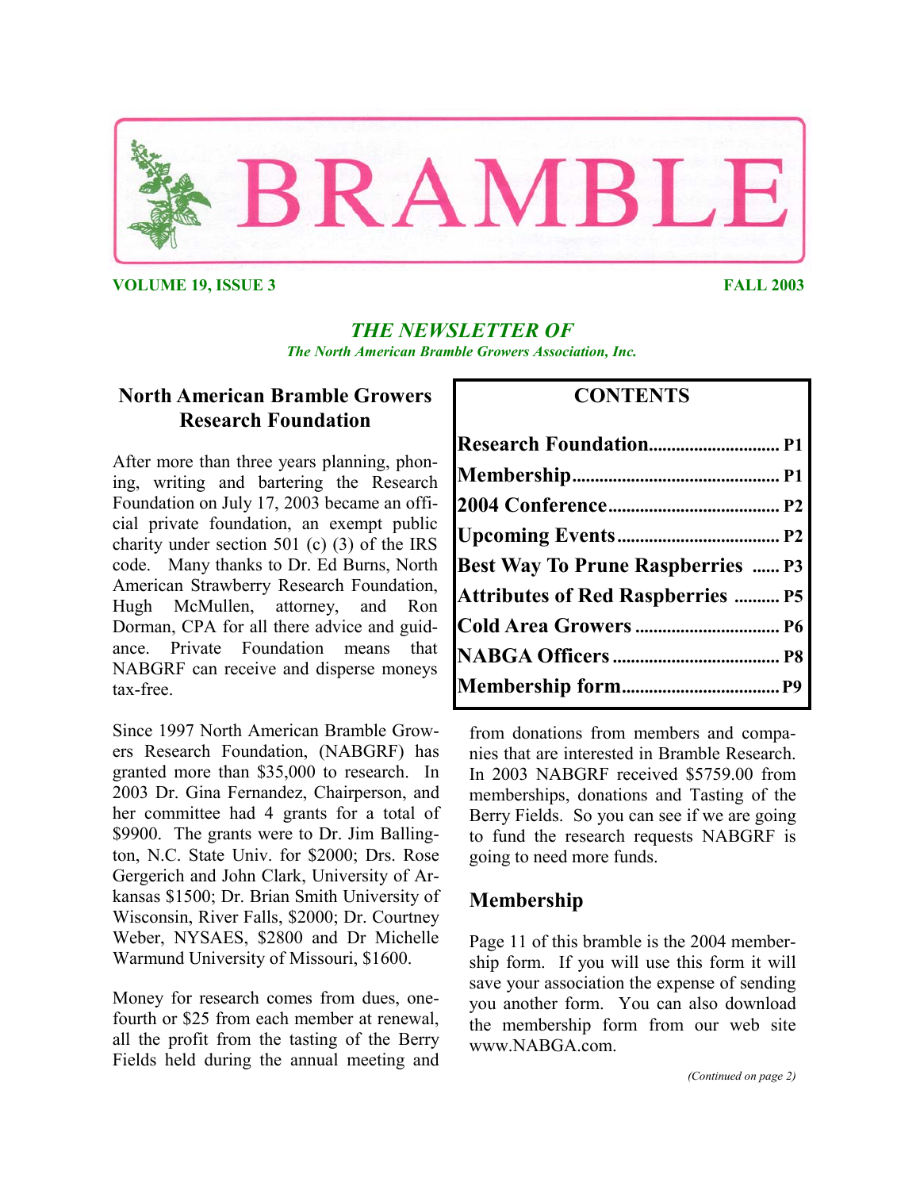# BRAMBLE

**VOLUME 19, ISSUE 3** **FALL 2003**

*THE NEWSLETTER OF*

*The North American Bramble Growers Association, Inc.*

## CONTENTS

| | |
|---|---|
| **Research Foundation** | **P1** |
| **Membership** | **P1** |
| **2004 Conference** | **P2** |
| **Upcoming Events** | **P2** |
| **Best Way To Prune Raspberries** | **P3** |
| **Attributes of Red Raspberries** | **P5** |
| **Cold Area Growers** | **P6** |
| **NABGA Officers** | **P8** |
| **Membership form** | **P9** |

## North American Bramble Growers Research Foundation

After more than three years planning, phoning, writing and bartering the Research Foundation on July 17, 2003 became an official private foundation, an exempt public charity under section 501 (c) (3) of the IRS code. Many thanks to Dr. Ed Burns, North American Strawberry Research Foundation, Hugh McMullen, attorney, and Ron Dorman, CPA for all there advice and guidance. Private Foundation means that NABGRF can receive and disperse moneys tax-free.

Since 1997 North American Bramble Growers Research Foundation, (NABGRF) has granted more than $35,000 to research. In 2003 Dr. Gina Fernandez, Chairperson, and her committee had 4 grants for a total of $9900. The grants were to Dr. Jim Ballington, N.C. State Univ. for $2000; Drs. Rose Gergerich and John Clark, University of Arkansas $1500; Dr. Brian Smith University of Wisconsin, River Falls, $2000; Dr. Courtney Weber, NYSAES, $2800 and Dr Michelle Warmund University of Missouri, $1600.

Money for research comes from dues, one-fourth or $25 from each member at renewal, all the profit from the tasting of the Berry Fields held during the annual meeting and from donations from members and companies that are interested in Bramble Research. In 2003 NABGRF received $5759.00 from memberships, donations and Tasting of the Berry Fields. So you can see if we are going to fund the research requests NABGRF is going to need more funds.

## Membership

Page 11 of this bramble is the 2004 membership form. If you will use this form it will save your association the expense of sending you another form. You can also download the membership form from our web site www.NABGA.com.

*(Continued on page 2)*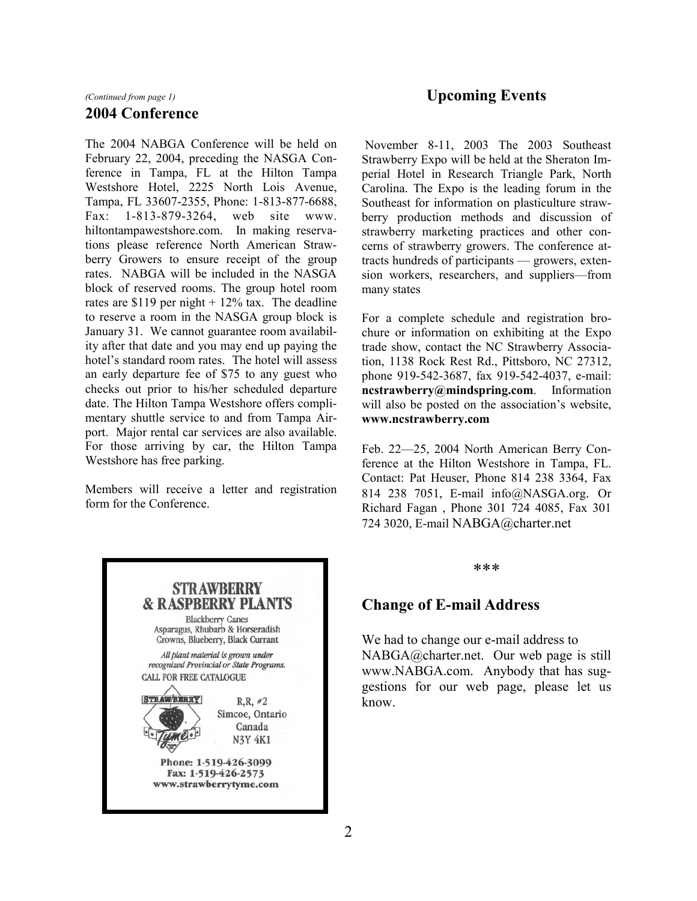*(Continued from page 1)*

## 2004 Conference

The 2004 NABGA Conference will be held on February 22, 2004, preceding the NASGA Conference in Tampa, FL at the Hilton Tampa Westshore Hotel, 2225 North Lois Avenue, Tampa, FL 33607-2355, Phone: 1-813-877-6688, Fax: 1-813-879-3264, web site www.hiltontampawestshore.com. In making reservations please reference North American Strawberry Growers to ensure receipt of the group rates. NABGA will be included in the NASGA block of reserved rooms. The group hotel room rates are $119 per night + 12% tax. The deadline to reserve a room in the NASGA group block is January 31. We cannot guarantee room availability after that date and you may end up paying the hotel's standard room rates. The hotel will assess an early departure fee of $75 to any guest who checks out prior to his/her scheduled departure date. The Hilton Tampa Westshore offers complimentary shuttle service to and from Tampa Airport. Major rental car services are also available. For those arriving by car, the Hilton Tampa Westshore has free parking.

Members will receive a letter and registration form for the Conference.

**STRAWBERRY & RASPBERRY PLANTS**

Blackberry Canes
Asparagus, Rhubarb & Horseradish
Crowns, Blueberry, Black Currant

*All plant material is grown under recognized Provincial or State Programs.*

CALL FOR FREE CATALOGUE

Strawberry Tyme

R,R, #2
Simcoe, Ontario
Canada
N3Y 4K1

**Phone: 1-519-426-3099**
**Fax: 1-519-426-2573**
**www.strawberrytyme.com**

## Upcoming Events

November 8-11, 2003 The 2003 Southeast Strawberry Expo will be held at the Sheraton Imperial Hotel in Research Triangle Park, North Carolina. The Expo is the leading forum in the Southeast for information on plasticulture strawberry production methods and discussion of strawberry marketing practices and other concerns of strawberry growers. The conference attracts hundreds of participants — growers, extension workers, researchers, and suppliers—from many states

For a complete schedule and registration brochure or information on exhibiting at the Expo trade show, contact the NC Strawberry Association, 1138 Rock Rest Rd., Pittsboro, NC 27312, phone 919-542-3687, fax 919-542-4037, e-mail: **ncstrawberry@mindspring.com**. Information will also be posted on the association's website, **www.ncstrawberry.com**

Feb. 22—25, 2004 North American Berry Conference at the Hilton Westshore in Tampa, FL. Contact: Pat Heuser, Phone 814 238 3364, Fax 814 238 7051, E-mail info@NASGA.org. Or Richard Fagan , Phone 301 724 4085, Fax 301 724 3020, E-mail NABGA@charter.net

\*\*\*

## Change of E-mail Address

We had to change our e-mail address to NABGA@charter.net. Our web page is still www.NABGA.com. Anybody that has suggestions for our web page, please let us know.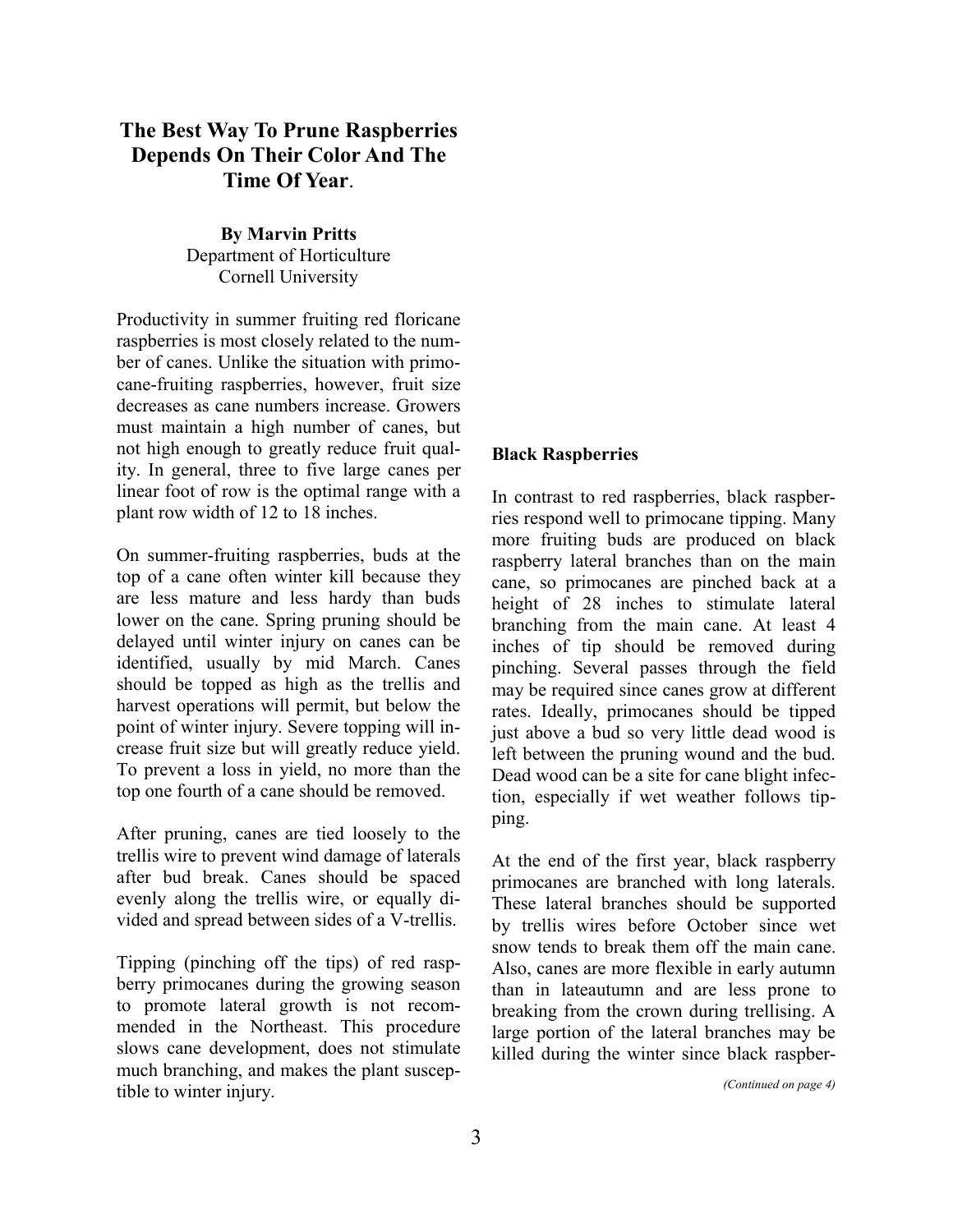## The Best Way To Prune Raspberries Depends On Their Color And The Time Of Year.

**By Marvin Pritts**
Department of Horticulture
Cornell University

Productivity in summer fruiting red floricane raspberries is most closely related to the number of canes. Unlike the situation with primocane-fruiting raspberries, however, fruit size decreases as cane numbers increase. Growers must maintain a high number of canes, but not high enough to greatly reduce fruit quality. In general, three to five large canes per linear foot of row is the optimal range with a plant row width of 12 to 18 inches.

On summer-fruiting raspberries, buds at the top of a cane often winter kill because they are less mature and less hardy than buds lower on the cane. Spring pruning should be delayed until winter injury on canes can be identified, usually by mid March. Canes should be topped as high as the trellis and harvest operations will permit, but below the point of winter injury. Severe topping will increase fruit size but will greatly reduce yield. To prevent a loss in yield, no more than the top one fourth of a cane should be removed.

After pruning, canes are tied loosely to the trellis wire to prevent wind damage of laterals after bud break. Canes should be spaced evenly along the trellis wire, or equally divided and spread between sides of a V-trellis.

Tipping (pinching off the tips) of red raspberry primocanes during the growing season to promote lateral growth is not recommended in the Northeast. This procedure slows cane development, does not stimulate much branching, and makes the plant susceptible to winter injury.

**Black Raspberries**

In contrast to red raspberries, black raspberries respond well to primocane tipping. Many more fruiting buds are produced on black raspberry lateral branches than on the main cane, so primocanes are pinched back at a height of 28 inches to stimulate lateral branching from the main cane. At least 4 inches of tip should be removed during pinching. Several passes through the field may be required since canes grow at different rates. Ideally, primocanes should be tipped just above a bud so very little dead wood is left between the pruning wound and the bud. Dead wood can be a site for cane blight infection, especially if wet weather follows tipping.

At the end of the first year, black raspberry primocanes are branched with long laterals. These lateral branches should be supported by trellis wires before October since wet snow tends to break them off the main cane. Also, canes are more flexible in early autumn than in lateautumn and are less prone to breaking from the crown during trellising. A large portion of the lateral branches may be killed during the winter since black raspber-

*(Continued on page 4)*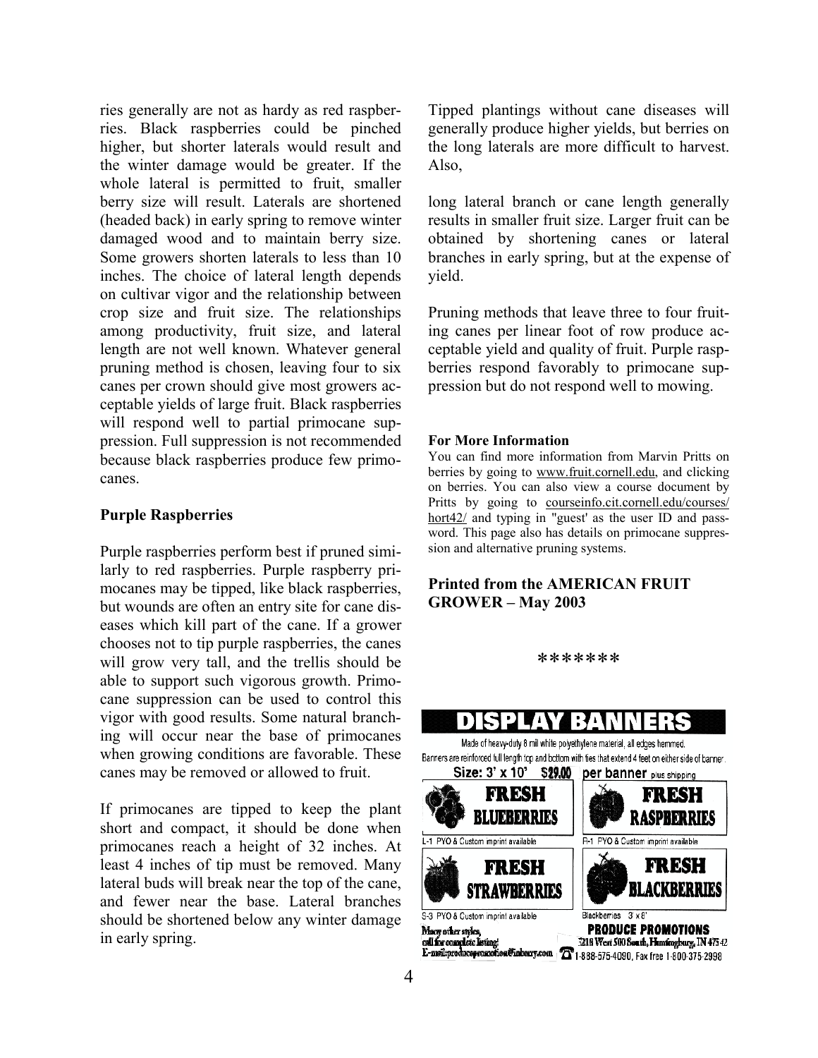ries generally are not as hardy as red raspberries. Black raspberries could be pinched higher, but shorter laterals would result and the winter damage would be greater. If the whole lateral is permitted to fruit, smaller berry size will result. Laterals are shortened (headed back) in early spring to remove winter damaged wood and to maintain berry size. Some growers shorten laterals to less than 10 inches. The choice of lateral length depends on cultivar vigor and the relationship between crop size and fruit size. The relationships among productivity, fruit size, and lateral length are not well known. Whatever general pruning method is chosen, leaving four to six canes per crown should give most growers acceptable yields of large fruit. Black raspberries will respond well to partial primocane suppression. Full suppression is not recommended because black raspberries produce few primocanes.

**Purple Raspberries**

Purple raspberries perform best if pruned similarly to red raspberries. Purple raspberry primocanes may be tipped, like black raspberries, but wounds are often an entry site for cane diseases which kill part of the cane. If a grower chooses not to tip purple raspberries, the canes will grow very tall, and the trellis should be able to support such vigorous growth. Primocane suppression can be used to control this vigor with good results. Some natural branching will occur near the base of primocanes when growing conditions are favorable. These canes may be removed or allowed to fruit.

If primocanes are tipped to keep the plant short and compact, it should be done when primocanes reach a height of 32 inches. At least 4 inches of tip must be removed. Many lateral buds will break near the top of the cane, and fewer near the base. Lateral branches should be shortened below any winter damage in early spring.

Tipped plantings without cane diseases will generally produce higher yields, but berries on the long laterals are more difficult to harvest. Also,

long lateral branch or cane length generally results in smaller fruit size. Larger fruit can be obtained by shortening canes or lateral branches in early spring, but at the expense of yield.

Pruning methods that leave three to four fruiting canes per linear foot of row produce acceptable yield and quality of fruit. Purple raspberries respond favorably to primocane suppression but do not respond well to mowing.

**For More Information**

You can find more information from Marvin Pritts on berries by going to www.fruit.cornell.edu, and clicking on berries. You can also view a course document by Pritts by going to courseinfo.cit.cornell.edu/courses/hort42/ and typing in "guest' as the user ID and password. This page also has details on primocane suppression and alternative pruning systems.

**Printed from the AMERICAN FRUIT GROWER – May 2003**

*******

# DISPLAY BANNERS

Made of heavy-duty 8 mil white polyethylene material, all edges hemmed.
Banners are reinforced full length top and bottom with ties that extend 4 feet on either side of banner.

**Size: 3' x 10' $29.00 per banner** plus shipping

**FRESH BLUEBERRIES**
L-1 PYO & Custom imprint available

**FRESH RASPBERRIES**
R-1 PYO & Custom imprint available

**FRESH STRAWBERRIES**
S-3 PYO & Custom imprint available

**FRESH BLACKBERRIES**
Blackberries 3' x 6'

Many other styles, call for complete listing!
E-mail: producepromotion@inberry.com

**PRODUCE PROMOTIONS**
5218 West 500 South, Huntingburg, IN 47542
1-888-575-4090, Fax free 1-800-375-2998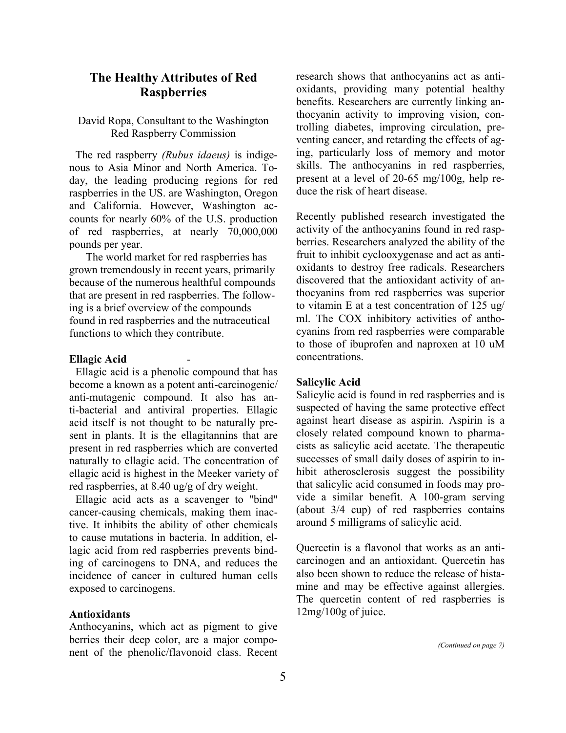# The Healthy Attributes of Red Raspberries

David Ropa, Consultant to the Washington Red Raspberry Commission

The red raspberry *(Rubus idaeus)* is indigenous to Asia Minor and North America. Today, the leading producing regions for red raspberries in the US. are Washington, Oregon and California. However, Washington accounts for nearly 60% of the U.S. production of red raspberries, at nearly 70,000,000 pounds per year.

The world market for red raspberries has grown tremendously in recent years, primarily because of the numerous healthful compounds that are present in red raspberries. The following is a brief overview of the compounds found in red raspberries and the nutraceutical functions to which they contribute.

**Ellagic Acid** -

Ellagic acid is a phenolic compound that has become a known as a potent anti-carcinogenic/anti-mutagenic compound. It also has anti-bacterial and antiviral properties. Ellagic acid itself is not thought to be naturally present in plants. It is the ellagitannins that are present in red raspberries which are converted naturally to ellagic acid. The concentration of ellagic acid is highest in the Meeker variety of red raspberries, at 8.40 ug/g of dry weight.

Ellagic acid acts as a scavenger to "bind" cancer-causing chemicals, making them inactive. It inhibits the ability of other chemicals to cause mutations in bacteria. In addition, ellagic acid from red raspberries prevents binding of carcinogens to DNA, and reduces the incidence of cancer in cultured human cells exposed to carcinogens.

**Antioxidants**

Anthocyanins, which act as pigment to give berries their deep color, are a major component of the phenolic/flavonoid class. Recent research shows that anthocyanins act as antioxidants, providing many potential healthy benefits. Researchers are currently linking anthocyanin activity to improving vision, controlling diabetes, improving circulation, preventing cancer, and retarding the effects of aging, particularly loss of memory and motor skills. The anthocyanins in red raspberries, present at a level of 20-65 mg/100g, help reduce the risk of heart disease.

Recently published research investigated the activity of the anthocyanins found in red raspberries. Researchers analyzed the ability of the fruit to inhibit cyclooxygenase and act as antioxidants to destroy free radicals. Researchers discovered that the antioxidant activity of anthocyanins from red raspberries was superior to vitamin E at a test concentration of 125 ug/ml. The COX inhibitory activities of anthocyanins from red raspberries were comparable to those of ibuprofen and naproxen at 10 uM concentrations.

**Salicylic Acid**

Salicylic acid is found in red raspberries and is suspected of having the same protective effect against heart disease as aspirin. Aspirin is a closely related compound known to pharmacists as salicylic acid acetate. The therapeutic successes of small daily doses of aspirin to inhibit atherosclerosis suggest the possibility that salicylic acid consumed in foods may provide a similar benefit. A 100-gram serving (about 3/4 cup) of red raspberries contains around 5 milligrams of salicylic acid.

Quercetin is a flavonol that works as an anti-carcinogen and an antioxidant. Quercetin has also been shown to reduce the release of histamine and may be effective against allergies. The quercetin content of red raspberries is 12mg/100g of juice.

*(Continued on page 7)*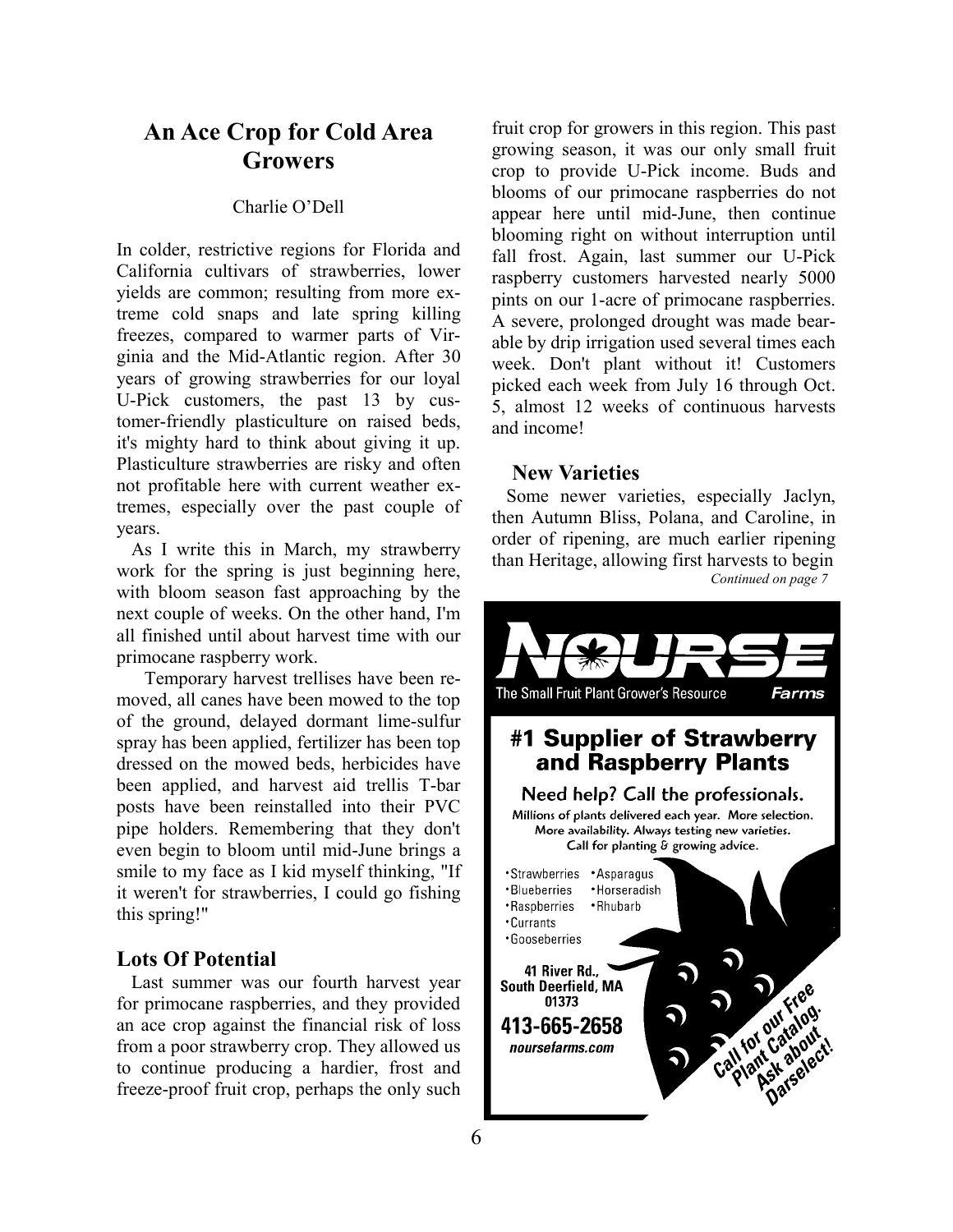## An Ace Crop for Cold Area Growers

Charlie O'Dell

In colder, restrictive regions for Florida and California cultivars of strawberries, lower yields are common; resulting from more extreme cold snaps and late spring killing freezes, compared to warmer parts of Virginia and the Mid-Atlantic region. After 30 years of growing strawberries for our loyal U-Pick customers, the past 13 by customer-friendly plasticulture on raised beds, it's mighty hard to think about giving it up. Plasticulture strawberries are risky and often not profitable here with current weather extremes, especially over the past couple of years.

As I write this in March, my strawberry work for the spring is just beginning here, with bloom season fast approaching by the next couple of weeks. On the other hand, I'm all finished until about harvest time with our primocane raspberry work.

Temporary harvest trellises have been removed, all canes have been mowed to the top of the ground, delayed dormant lime-sulfur spray has been applied, fertilizer has been top dressed on the mowed beds, herbicides have been applied, and harvest aid trellis T-bar posts have been reinstalled into their PVC pipe holders. Remembering that they don't even begin to bloom until mid-June brings a smile to my face as I kid myself thinking, "If it weren't for strawberries, I could go fishing this spring!"

### Lots Of Potential

Last summer was our fourth harvest year for primocane raspberries, and they provided an ace crop against the financial risk of loss from a poor strawberry crop. They allowed us to continue producing a hardier, frost and freeze-proof fruit crop, perhaps the only such fruit crop for growers in this region. This past growing season, it was our only small fruit crop to provide U-Pick income. Buds and blooms of our primocane raspberries do not appear here until mid-June, then continue blooming right on without interruption until fall frost. Again, last summer our U-Pick raspberry customers harvested nearly 5000 pints on our 1-acre of primocane raspberries. A severe, prolonged drought was made bearable by drip irrigation used several times each week. Don't plant without it! Customers picked each week from July 16 through Oct. 5, almost 12 weeks of continuous harvests and income!

### New Varieties

Some newer varieties, especially Jaclyn, then Autumn Bliss, Polana, and Caroline, in order of ripening, are much earlier ripening than Heritage, allowing first harvests to begin

*Continued on page 7*

**NOURSE Farms**
The Small Fruit Plant Grower's Resource

**#1 Supplier of Strawberry and Raspberry Plants**

**Need help? Call the professionals.**

Millions of plants delivered each year. More selection. More availability. Always testing new varieties. Call for planting & growing advice.

- Strawberries
- Blueberries
- Raspberries
- Currants
- Gooseberries
- Asparagus
- Horseradish
- Rhubarb

**41 River Rd., South Deerfield, MA 01373**

**413-665-2658**

*noursefarms.com*

Call for our Free Plant Catalog. Ask about Darselect!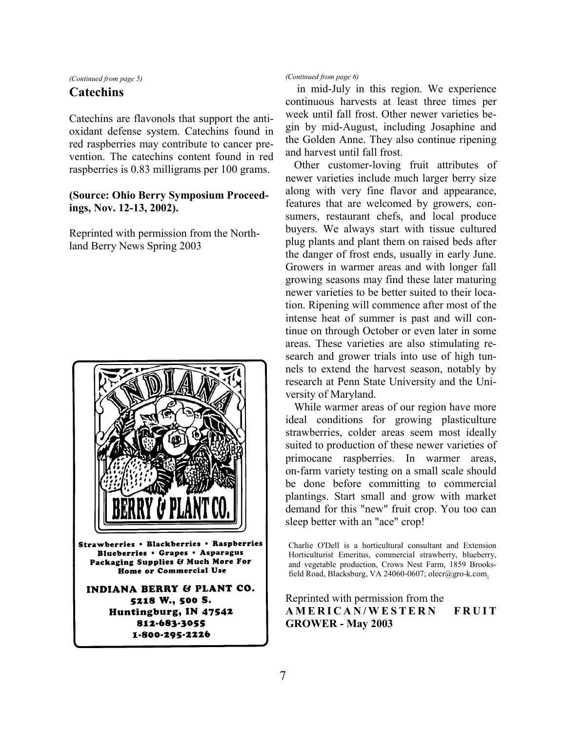*(Continued from page 5)*

## Catechins

Catechins are flavonols that support the antioxidant defense system. Catechins found in red raspberries may contribute to cancer prevention. The catechins content found in red raspberries is 0.83 milligrams per 100 grams.

**(Source: Ohio Berry Symposium Proceedings, Nov. 12-13, 2002).**

Reprinted with permission from the Northland Berry News Spring 2003

INDIANA BERRY & PLANT CO.

**Strawberries • Blackberries • Raspberries**
**Blueberries • Grapes • Asparagus**
**Packaging Supplies & Much More For Home or Commercial Use**

**INDIANA BERRY & PLANT CO.**
**5218 W., 500 S.**
**Huntingburg, IN 47542**
**812-683-3055**
**1-800-295-2226**

*(Continued from page 6)*

in mid-July in this region. We experience continuous harvests at least three times per week until fall frost. Other newer varieties begin by mid-August, including Josaphine and the Golden Anne. They also continue ripening and harvest until fall frost.

Other customer-loving fruit attributes of newer varieties include much larger berry size along with very fine flavor and appearance, features that are welcomed by growers, consumers, restaurant chefs, and local produce buyers. We always start with tissue cultured plug plants and plant them on raised beds after the danger of frost ends, usually in early June. Growers in warmer areas and with longer fall growing seasons may find these later maturing newer varieties to be better suited to their location. Ripening will commence after most of the intense heat of summer is past and will continue on through October or even later in some areas. These varieties are also stimulating research and grower trials into use of high tunnels to extend the harvest season, notably by research at Penn State University and the University of Maryland.

While warmer areas of our region have more ideal conditions for growing plasticulture strawberries, colder areas seem most ideally suited to production of these newer varieties of primocane raspberries. In warmer areas, on-farm variety testing on a small scale should be done before committing to commercial plantings. Start small and grow with market demand for this "new" fruit crop. You too can sleep better with an "ace" crop!

Charlie O'Dell is a horticultural consultant and Extension Horticulturist Emeritus, commercial strawberry, blueberry, and vegetable production, Crows Nest Farm, 1859 Brooksfield Road, Blacksburg, VA 24060-0607; olecr@gro-k.com.

Reprinted with permission from the **AMERICAN/WESTERN FRUIT GROWER - May 2003**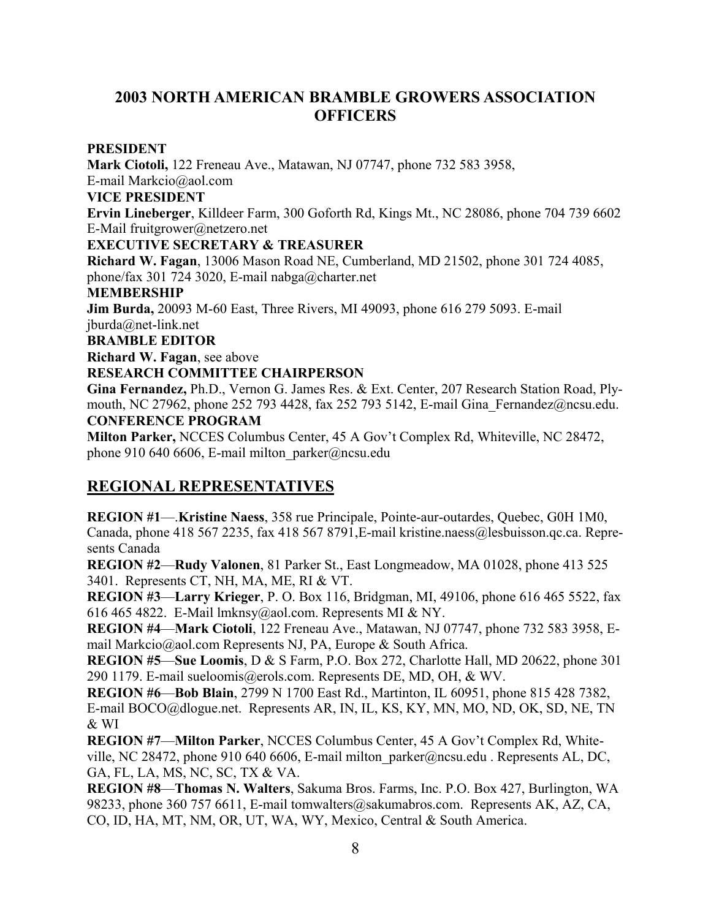# 2003 NORTH AMERICAN BRAMBLE GROWERS ASSOCIATION OFFICERS

**PRESIDENT**
**Mark Ciotoli,** 122 Freneau Ave., Matawan, NJ 07747, phone 732 583 3958,
E-mail Markcio@aol.com

**VICE PRESIDENT**
**Ervin Lineberger**, Killdeer Farm, 300 Goforth Rd, Kings Mt., NC 28086, phone 704 739 6602
E-Mail fruitgrower@netzero.net

**EXECUTIVE SECRETARY & TREASURER**
**Richard W. Fagan**, 13006 Mason Road NE, Cumberland, MD 21502, phone 301 724 4085, phone/fax 301 724 3020, E-mail nabga@charter.net

**MEMBERSHIP**
**Jim Burda,** 20093 M-60 East, Three Rivers, MI 49093, phone 616 279 5093. E-mail jburda@net-link.net

**BRAMBLE EDITOR**
**Richard W. Fagan**, see above

**RESEARCH COMMITTEE CHAIRPERSON**
**Gina Fernandez,** Ph.D., Vernon G. James Res. & Ext. Center, 207 Research Station Road, Plymouth, NC 27962, phone 252 793 4428, fax 252 793 5142, E-mail Gina_Fernandez@ncsu.edu.

**CONFERENCE PROGRAM**
**Milton Parker,** NCCES Columbus Center, 45 A Gov't Complex Rd, Whiteville, NC 28472, phone 910 640 6606, E-mail milton_parker@ncsu.edu

## REGIONAL REPRESENTATIVES

**REGION #1**—.**Kristine Naess**, 358 rue Principale, Pointe-aur-outardes, Quebec, G0H 1M0, Canada, phone 418 567 2235, fax 418 567 8791,E-mail kristine.naess@lesbuisson.qc.ca. Represents Canada

**REGION #2**—**Rudy Valonen**, 81 Parker St., East Longmeadow, MA 01028, phone 413 525 3401. Represents CT, NH, MA, ME, RI & VT.

**REGION #3**—**Larry Krieger**, P. O. Box 116, Bridgman, MI, 49106, phone 616 465 5522, fax 616 465 4822. E-Mail lmknsy@aol.com. Represents MI & NY.

**REGION #4**—**Mark Ciotoli**, 122 Freneau Ave., Matawan, NJ 07747, phone 732 583 3958, E-mail Markcio@aol.com Represents NJ, PA, Europe & South Africa.

**REGION #5**—**Sue Loomis**, D & S Farm, P.O. Box 272, Charlotte Hall, MD 20622, phone 301 290 1179. E-mail sueloomis@erols.com. Represents DE, MD, OH, & WV.

**REGION #6**—**Bob Blain**, 2799 N 1700 East Rd., Martinton, IL 60951, phone 815 428 7382, E-mail BOCO@dlogue.net. Represents AR, IN, IL, KS, KY, MN, MO, ND, OK, SD, NE, TN & WI

**REGION #7**—**Milton Parker**, NCCES Columbus Center, 45 A Gov't Complex Rd, Whiteville, NC 28472, phone 910 640 6606, E-mail milton_parker@ncsu.edu . Represents AL, DC, GA, FL, LA, MS, NC, SC, TX & VA.

**REGION #8**—**Thomas N. Walters**, Sakuma Bros. Farms, Inc. P.O. Box 427, Burlington, WA 98233, phone 360 757 6611, E-mail tomwalters@sakumabros.com. Represents AK, AZ, CA, CO, ID, HA, MT, NM, OR, UT, WA, WY, Mexico, Central & South America.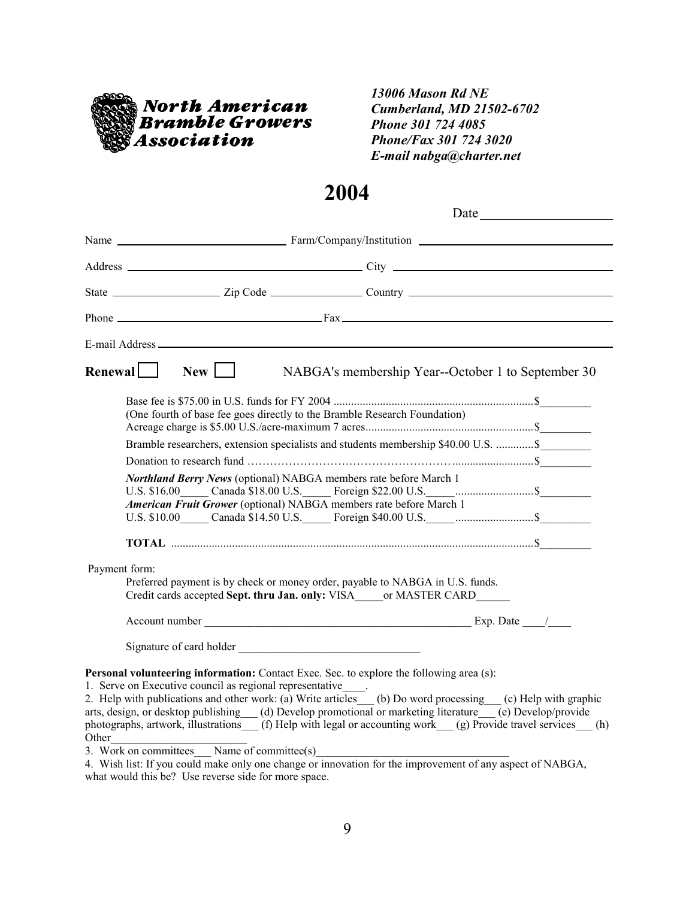**North American Bramble Growers Association**

*13006 Mason Rd NE*
*Cumberland, MD 21502-6702*
*Phone 301 724 4085*
*Phone/Fax 301 724 3020*
*E-mail nabga@charter.net*

# 2004

Date ____________________

Name ______________________________ Farm/Company/Institution ______________________________

Address ______________________________ City ______________________________

State ____________ Zip Code ____________ Country ______________________________

Phone ______________________________ Fax ______________________________

E-mail Address ______________________________

**Renewal** ☐ **New** ☐ NABGA's membership Year--October 1 to September 30

Base fee is $75.00 in U.S. funds for FY 2004 .................................................................$_________
(One fourth of base fee goes directly to the Bramble Research Foundation)
Acreage charge is $5.00 U.S./acre-maximum 7 acres.........................................................$_________

Bramble researchers, extension specialists and students membership $40.00 U.S. .............$_________

Donation to research fund ………………………………………………...........................$_________

***Northland Berry News*** (optional) NABGA members rate before March 1
U.S. $16.00_____ Canada $18.00 U.S._____ Foreign $22.00 U.S._____..........................$_________
***American Fruit Grower*** (optional) NABGA members rate before March 1
U.S. $10.00_____ Canada $14.50 U.S._____ Foreign $40.00 U.S._____..........................$_________

**TOTAL** ...........................................................................................................................$_________

Payment form:
Preferred payment is by check or money order, payable to NABGA in U.S. funds.
Credit cards accepted **Sept. thru Jan. only:** VISA_____or MASTER CARD______

Account number ________________________________________________ Exp. Date ____/____

Signature of card holder ________________________________

**Personal volunteering information:** Contact Exec. Sec. to explore the following area (s):

1. Serve on Executive council as regional representative____.
2. Help with publications and other work: (a) Write articles___ (b) Do word processing___ (c) Help with graphic arts, design, or desktop publishing___ (d) Develop promotional or marketing literature___ (e) Develop/provide photographs, artwork, illustrations___ (f) Help with legal or accounting work___ (g) Provide travel services___ (h) Other________________________
3. Work on committees___ Name of committee(s)__________________________________
4. Wish list: If you could make only one change or innovation for the improvement of any aspect of NABGA, what would this be? Use reverse side for more space.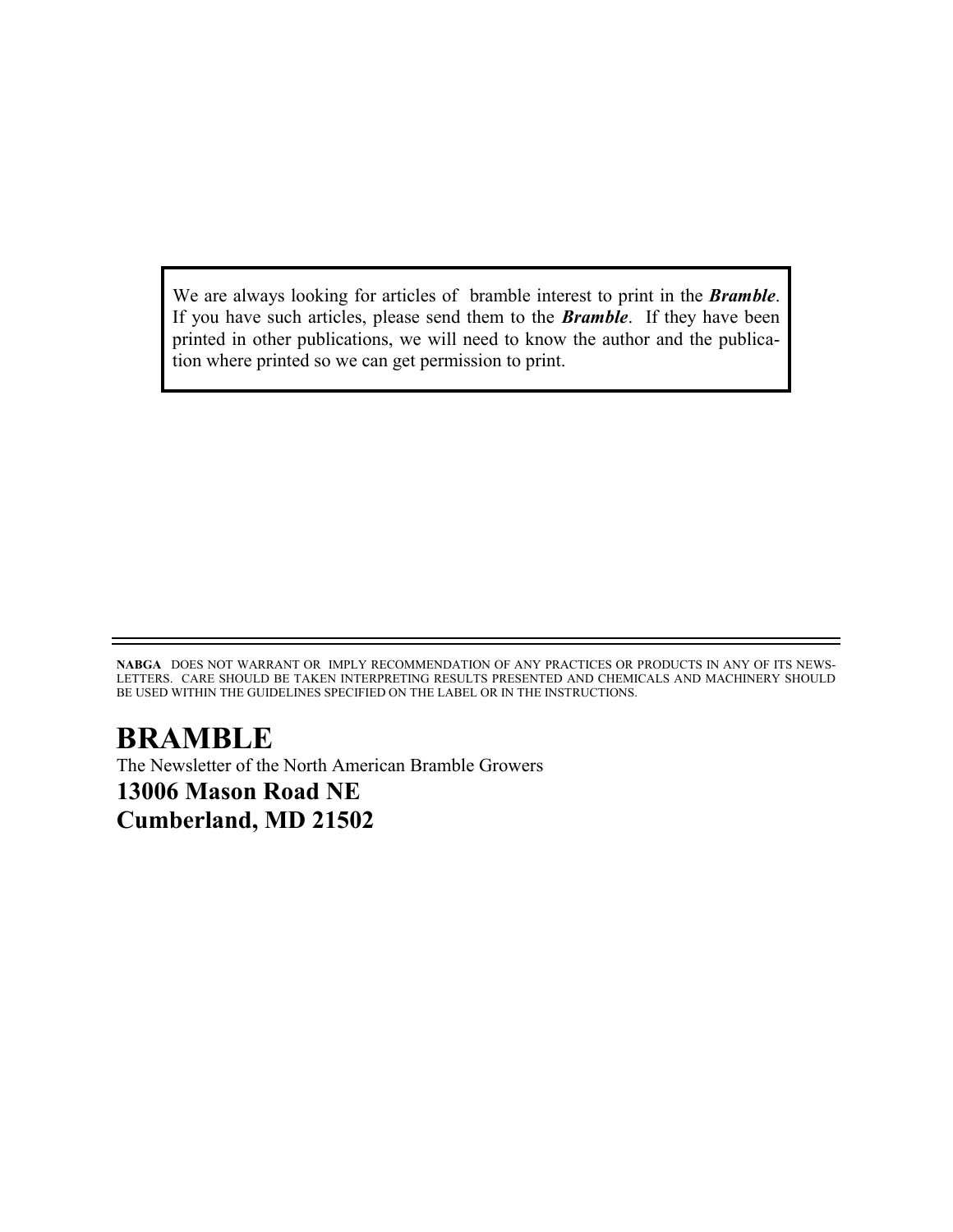We are always looking for articles of bramble interest to print in the ***Bramble***. If you have such articles, please send them to the ***Bramble***. If they have been printed in other publications, we will need to know the author and the publication where printed so we can get permission to print.

---

**NABGA** DOES NOT WARRANT OR IMPLY RECOMMENDATION OF ANY PRACTICES OR PRODUCTS IN ANY OF ITS NEWSLETTERS. CARE SHOULD BE TAKEN INTERPRETING RESULTS PRESENTED AND CHEMICALS AND MACHINERY SHOULD BE USED WITHIN THE GUIDELINES SPECIFIED ON THE LABEL OR IN THE INSTRUCTIONS.

# BRAMBLE

The Newsletter of the North American Bramble Growers

**13006 Mason Road NE**
**Cumberland, MD 21502**